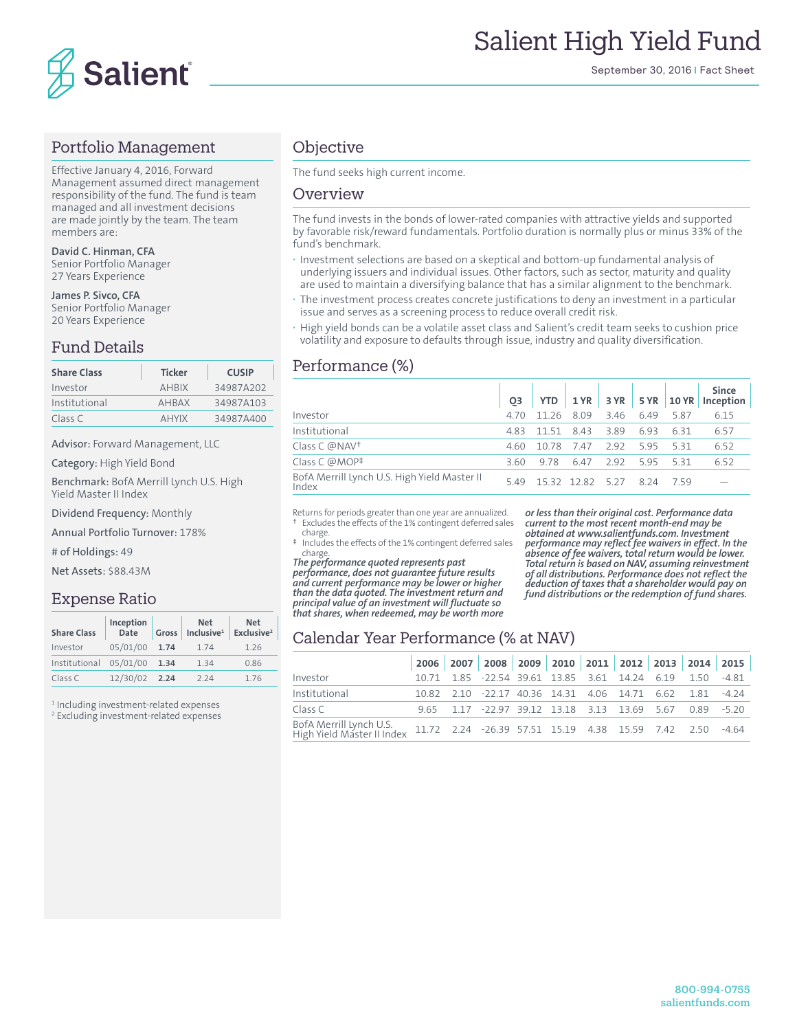# Salient High Yield Fund

September 30, 2016 | Fact Sheet

## Portfolio Management

Effective January 4, 2016, Forward Management assumed direct management responsibility of the fund. The fund is team managed and all investment decisions are made jointly by the team. The team members are:

**David C. Hinman, CFA**
Senior Portfolio Manager
27 Years Experience

**James P. Sivco, CFA**
Senior Portfolio Manager
20 Years Experience

## Fund Details

| Share Class | Ticker | CUSIP |
|---|---|---|
| Investor | AHBIX | 34987A202 |
| Institutional | AHBAX | 34987A103 |
| Class C | AHYIX | 34987A400 |

**Advisor:** Forward Management, LLC

**Category:** High Yield Bond

**Benchmark:** BofA Merrill Lynch U.S. High Yield Master II Index

**Dividend Frequency:** Monthly

**Annual Portfolio Turnover:** 178%

**# of Holdings:** 49

**Net Assets:** $88.43M

## Expense Ratio

| Share Class | Inception Date | Gross | Net Inclusive[1] | Net Exclusive[2] |
|---|---|---|---|---|
| Investor | 05/01/00 | **1.74** | 1.74 | 1.26 |
| Institutional | 05/01/00 | **1.34** | 1.34 | 0.86 |
| Class C | 12/30/02 | **2.24** | 2.24 | 1.76 |

[1] Including investment-related expenses
[2] Excluding investment-related expenses

## Objective

The fund seeks high current income.

## Overview

The fund invests in the bonds of lower-rated companies with attractive yields and supported by favorable risk/reward fundamentals. Portfolio duration is normally plus or minus 33% of the fund's benchmark.

- Investment selections are based on a skeptical and bottom-up fundamental analysis of underlying issuers and individual issues. Other factors, such as sector, maturity and quality are used to maintain a diversifying balance that has a similar alignment to the benchmark.
- The investment process creates concrete justifications to deny an investment in a particular issue and serves as a screening process to reduce overall credit risk.
- High yield bonds can be a volatile asset class and Salient's credit team seeks to cushion price volatility and exposure to defaults through issue, industry and quality diversification.

## Performance (%)

| | Q3 | YTD | 1 YR | 3 YR | 5 YR | 10 YR | Since Inception |
|---|---|---|---|---|---|---|---|
| Investor | 4.70 | 11.26 | 8.09 | 3.46 | 6.49 | 5.87 | 6.15 |
| Institutional | 4.83 | 11.51 | 8.43 | 3.89 | 6.93 | 6.31 | 6.57 |
| Class C @NAV† | 4.60 | 10.78 | 7.47 | 2.92 | 5.95 | 5.31 | 6.52 |
| Class C @MOP‡ | 3.60 | 9.78 | 6.47 | 2.92 | 5.95 | 5.31 | 6.52 |
| BofA Merrill Lynch U.S. High Yield Master II Index | 5.49 | 15.32 | 12.82 | 5.27 | 8.24 | 7.59 | — |

Returns for periods greater than one year are annualized.
† Excludes the effects of the 1% contingent deferred sales charge.
‡ Includes the effects of the 1% contingent deferred sales charge.

***The performance quoted represents past performance, does not guarantee future results and current performance may be lower or higher than the data quoted. The investment return and principal value of an investment will fluctuate so that shares, when redeemed, may be worth more or less than their original cost. Performance data current to the most recent month-end may be obtained at www.salientfunds.com. Investment performance may reflect fee waivers in effect. In the absence of fee waivers, total return would be lower. Total return is based on NAV, assuming reinvestment of all distributions. Performance does not reflect the deduction of taxes that a shareholder would pay on fund distributions or the redemption of fund shares.***

## Calendar Year Performance (% at NAV)

| | 2006 | 2007 | 2008 | 2009 | 2010 | 2011 | 2012 | 2013 | 2014 | 2015 |
|---|---|---|---|---|---|---|---|---|---|---|
| Investor | 10.71 | 1.85 | -22.54 | 39.61 | 13.85 | 3.61 | 14.24 | 6.19 | 1.50 | -4.81 |
| Institutional | 10.82 | 2.10 | -22.17 | 40.36 | 14.31 | 4.06 | 14.71 | 6.62 | 1.81 | -4.24 |
| Class C | 9.65 | 1.17 | -22.97 | 39.12 | 13.18 | 3.13 | 13.69 | 5.67 | 0.89 | -5.20 |
| BofA Merrill Lynch U.S. High Yield Master II Index | 11.72 | 2.24 | -26.39 | 57.51 | 15.19 | 4.38 | 15.59 | 7.42 | 2.50 | -4.64 |

800-994-0755
salientfunds.com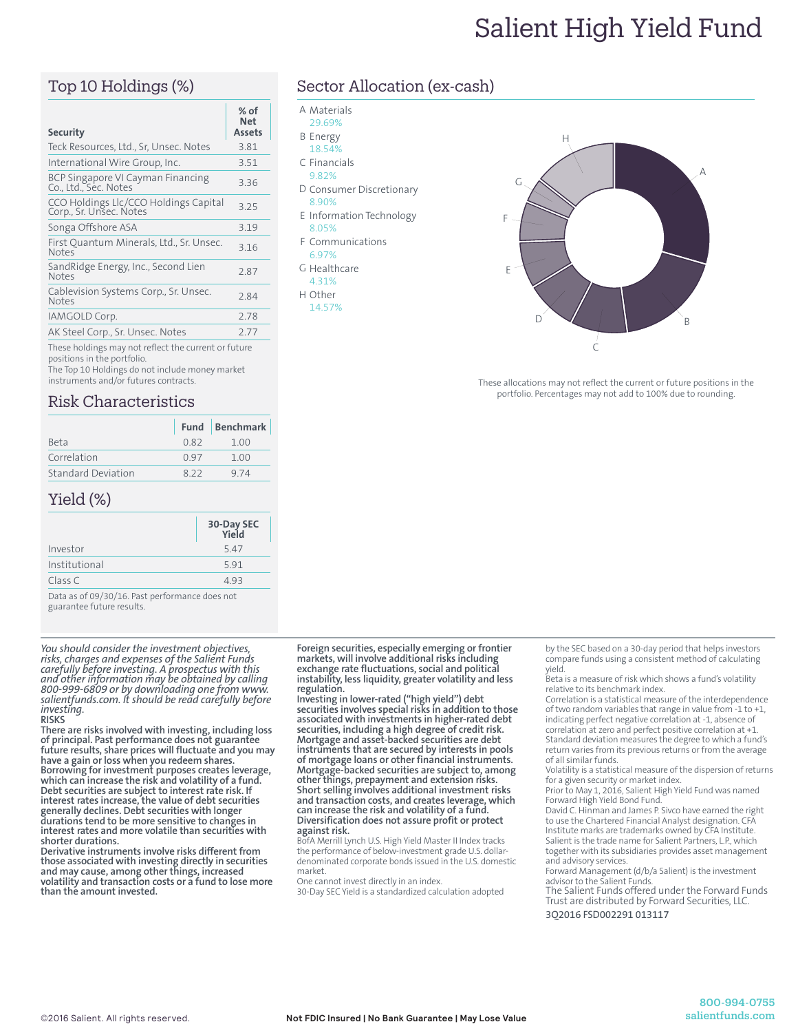# Salient High Yield Fund

## Top 10 Holdings (%)

| Security | % of Net Assets |
|---|---|
| Teck Resources, Ltd., Sr, Unsec. Notes | 3.81 |
| International Wire Group, Inc. | 3.51 |
| BCP Singapore VI Cayman Financing Co., Ltd., Sec. Notes | 3.36 |
| CCO Holdings Llc/CCO Holdings Capital Corp., Sr. Unsec. Notes | 3.25 |
| Songa Offshore ASA | 3.19 |
| First Quantum Minerals, Ltd., Sr. Unsec. Notes | 3.16 |
| SandRidge Energy, Inc., Second Lien Notes | 2.87 |
| Cablevision Systems Corp., Sr. Unsec. Notes | 2.84 |
| IAMGOLD Corp. | 2.78 |
| AK Steel Corp., Sr. Unsec. Notes | 2.77 |

These holdings may not reflect the current or future positions in the portfolio.
The Top 10 Holdings do not include money market instruments and/or futures contracts.

## Risk Characteristics

| | Fund | Benchmark |
|---|---|---|
| Beta | 0.82 | 1.00 |
| Correlation | 0.97 | 1.00 |
| Standard Deviation | 8.22 | 9.74 |

## Yield (%)

| | 30-Day SEC Yield |
|---|---|
| Investor | 5.47 |
| Institutional | 5.91 |
| Class C | 4.93 |

Data as of 09/30/16. Past performance does not guarantee future results.

## Sector Allocation (ex-cash)

A Materials
29.69%
B Energy
18.54%
C Financials
9.82%
D Consumer Discretionary
8.90%
E Information Technology
8.05%
F Communications
6.97%
G Healthcare
4.31%
H Other
14.57%

These allocations may not reflect the current or future positions in the portfolio. Percentages may not add to 100% due to rounding.

*You should consider the investment objectives, risks, charges and expenses of the Salient Funds carefully before investing. A prospectus with this and other information may be obtained by calling 800-999-6809 or by downloading one from www.salientfunds.com. It should be read carefully before investing.*

**RISKS**

**There are risks involved with investing, including loss of principal. Past performance does not guarantee future results, share prices will fluctuate and you may have a gain or loss when you redeem shares.**
**Borrowing for investment purposes creates leverage, which can increase the risk and volatility of a fund.**
**Debt securities are subject to interest rate risk. If interest rates increase, the value of debt securities generally declines. Debt securities with longer durations tend to be more sensitive to changes in interest rates and more volatile than securities with shorter durations.**
**Derivative instruments involve risks different from those associated with investing directly in securities and may cause, among other things, increased volatility and transaction costs or a fund to lose more than the amount invested.**
**Foreign securities, especially emerging or frontier markets, will involve additional risks including exchange rate fluctuations, social and political instability, less liquidity, greater volatility and less regulation.**
**Investing in lower-rated ("high yield") debt securities involves special risks in addition to those associated with investments in higher-rated debt securities, including a high degree of credit risk.**
**Mortgage and asset-backed securities are debt instruments that are secured by interests in pools of mortgage loans or other financial instruments. Mortgage-backed securities are subject to, among other things, prepayment and extension risks.**
**Short selling involves additional investment risks and transaction costs, and creates leverage, which can increase the risk and volatility of a fund.**
**Diversification does not assure profit or protect against risk.**

BofA Merrill Lynch U.S. High Yield Master II Index tracks the performance of below-investment grade U.S. dollar-denominated corporate bonds issued in the U.S. domestic market.
One cannot invest directly in an index.
30-Day SEC Yield is a standardized calculation adopted by the SEC based on a 30-day period that helps investors compare funds using a consistent method of calculating yield.
Beta is a measure of risk which shows a fund's volatility relative to its benchmark index.
Correlation is a statistical measure of the interdependence of two random variables that range in value from -1 to +1, indicating perfect negative correlation at -1, absence of correlation at zero and perfect positive correlation at +1.
Standard deviation measures the degree to which a fund's return varies from its previous returns or from the average of all similar funds.
Volatility is a statistical measure of the dispersion of returns for a given security or market index.
Prior to May 1, 2016, Salient High Yield Fund was named Forward High Yield Bond Fund.
David C. Hinman and James P. Sivco have earned the right to use the Chartered Financial Analyst designation. CFA Institute marks are trademarks owned by CFA Institute.
Salient is the trade name for Salient Partners, L.P., which together with its subsidiaries provides asset management and advisory services.
Forward Management (d/b/a Salient) is the investment advisor to the Salient Funds.
The Salient Funds offered under the Forward Funds Trust are distributed by Forward Securities, LLC.

3Q2016 FSD002291 013117

©2016 Salient. All rights reserved.

**Not FDIC Insured | No Bank Guarantee | May Lose Value**

800-994-0755
salientfunds.com